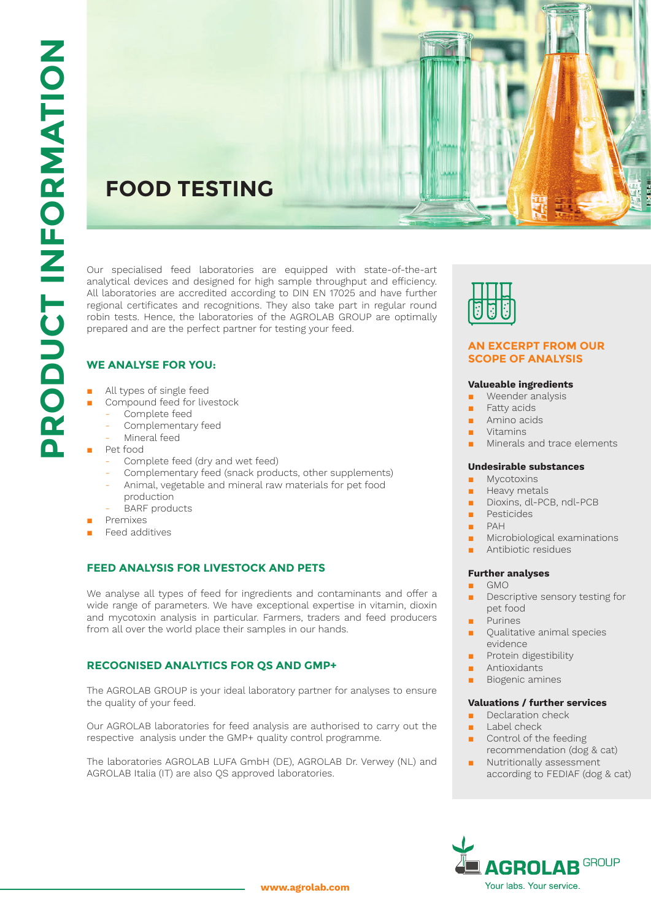# FOOD TESTING

Our specialised feed laboratories are equipped with state-of-the-art analytical devices and designed for high sample throughput and efficiency. All laboratories are accredited according to DIN EN 17025 and have further regional certificates and recognitions. They also take part in regular round robin tests. Hence, the laboratories of the AGROLAB GROUP are optimally prepared and are the perfect partner for testing your feed.

## WE ANALYSE FOR YOU:

- All types of single feed
- Compound feed for livestock
  - Complete feed
  - Complementary feed
  - Mineral feed
- Pet food
  - Complete feed (dry and wet feed)
  - Complementary feed (snack products, other supplements)
  - Animal, vegetable and mineral raw materials for pet food production
  - BARF products
- Premixes
- Feed additives

## FEED ANALYSIS FOR LIVESTOCK AND PETS

We analyse all types of feed for ingredients and contaminants and offer a wide range of parameters. We have exceptional expertise in vitamin, dioxin and mycotoxin analysis in particular. Farmers, traders and feed producers from all over the world place their samples in our hands.

## RECOGNISED ANALYTICS FOR QS AND GMP+

The AGROLAB GROUP is your ideal laboratory partner for analyses to ensure the quality of your feed.

Our AGROLAB laboratories for feed analysis are authorised to carry out the respective analysis under the GMP+ quality control programme.

The laboratories AGROLAB LUFA GmbH (DE), AGROLAB Dr. Verwey (NL) and AGROLAB Italia (IT) are also QS approved laboratories.

## AN EXCERPT FROM OUR SCOPE OF ANALYSIS

**Valueable ingredients**

- Weender analysis
- Fatty acids
- Amino acids
- Vitamins
- Minerals and trace elements

**Undesirable substances**

- Mycotoxins
- Heavy metals
- Dioxins, dl-PCB, ndl-PCB
- Pesticides
- PAH
- Microbiological examinations
- Antibiotic residues

**Further analyses**

- GMO
- Descriptive sensory testing for pet food
- Purines
- Qualitative animal species evidence
- Protein digestibility
- Antioxidants
- Biogenic amines

**Valuations / further services**

- Declaration check
- Label check
- Control of the feeding recommendation (dog & cat)
- Nutritionally assessment according to FEDIAF (dog & cat)

AGROLAB GROUP
Your labs. Your service.

www.agrolab.com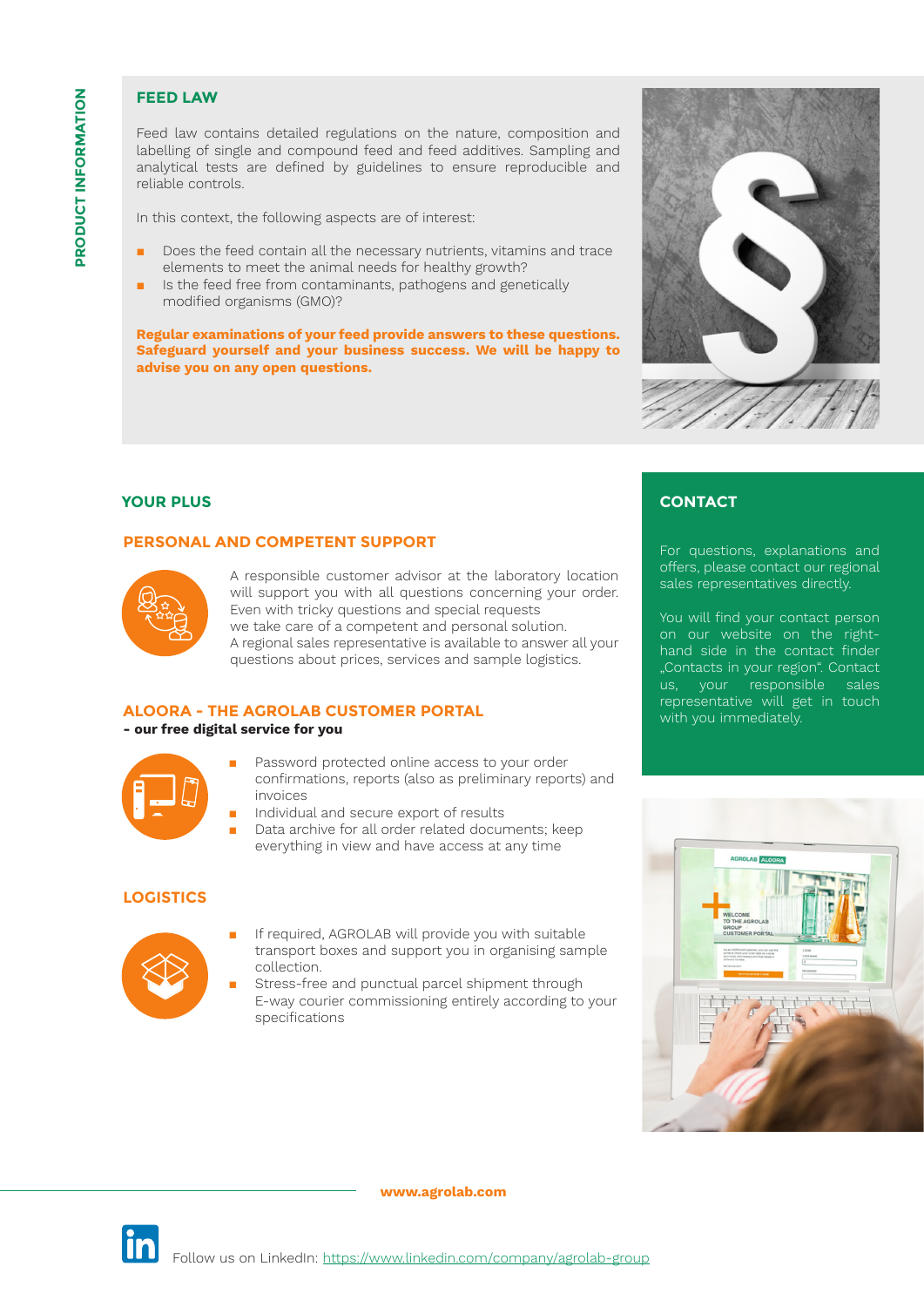PRODUCT INFORMATION

## FEED LAW

Feed law contains detailed regulations on the nature, composition and labelling of single and compound feed and feed additives. Sampling and analytical tests are defined by guidelines to ensure reproducible and reliable controls.

In this context, the following aspects are of interest:

- Does the feed contain all the necessary nutrients, vitamins and trace elements to meet the animal needs for healthy growth?
- Is the feed free from contaminants, pathogens and genetically modified organisms (GMO)?

**Regular examinations of your feed provide answers to these questions. Safeguard yourself and your business success. We will be happy to advise you on any open questions.**

## YOUR PLUS

### PERSONAL AND COMPETENT SUPPORT

A responsible customer advisor at the laboratory location will support you with all questions concerning your order. Even with tricky questions and special requests we take care of a competent and personal solution. A regional sales representative is available to answer all your questions about prices, services and sample logistics.

### ALOORA - THE AGROLAB CUSTOMER PORTAL

**- our free digital service for you**

- Password protected online access to your order confirmations, reports (also as preliminary reports) and invoices
- Individual and secure export of results
- Data archive for all order related documents; keep everything in view and have access at any time

### LOGISTICS

- If required, AGROLAB will provide you with suitable transport boxes and support you in organising sample collection.
- Stress-free and punctual parcel shipment through E-way courier commissioning entirely according to your specifications

## CONTACT

For questions, explanations and offers, please contact our regional sales representatives directly.

You will find your contact person on our website on the right-hand side in the contact finder „Contacts in your region“. Contact us, your responsible sales representative will get in touch with you immediately.

**www.agrolab.com**

Follow us on LinkedIn: https://www.linkedin.com/company/agrolab-group